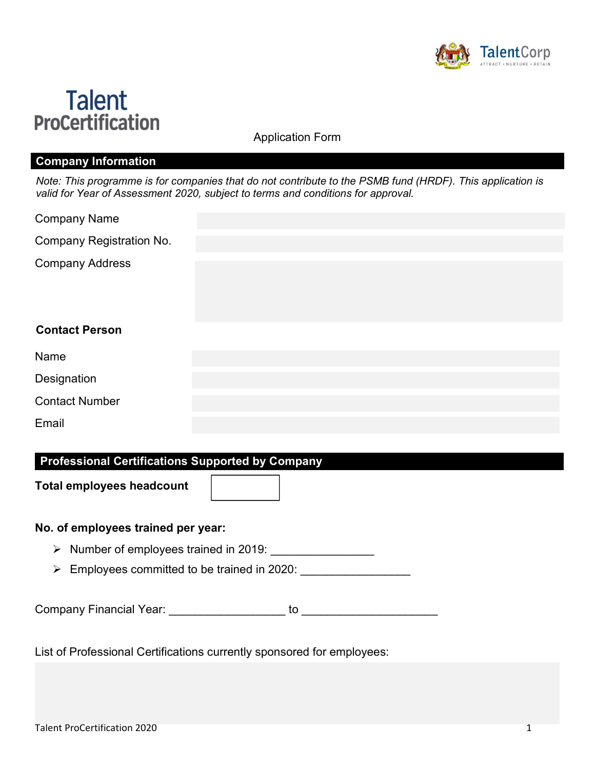# Talent ProCertification

Application Form

## Company Information

*Note: This programme is for companies that do not contribute to the PSMB fund (HRDF). This application is valid for Year of Assessment 2020, subject to terms and conditions for approval.*

Company Name

Company Registration No.

Company Address

**Contact Person**

Name

Designation

Contact Number

Email

## Professional Certifications Supported by Company

**Total employees headcount**

**No. of employees trained per year:**

- Number of employees trained in 2019: ________________
- Employees committed to be trained in 2020: _________________

Company Financial Year: __________________ to _____________________

List of Professional Certifications currently sponsored for employees: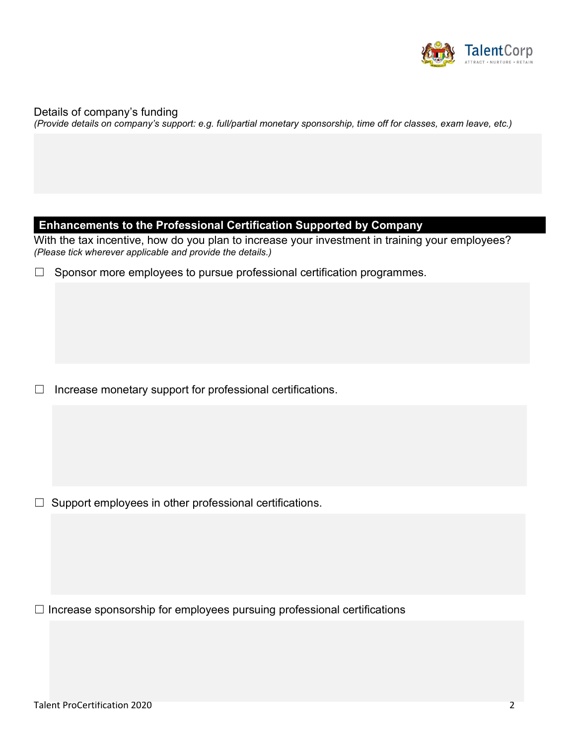Details of company's funding

*(Provide details on company's support: e.g. full/partial monetary sponsorship, time off for classes, exam leave, etc.)*

## Enhancements to the Professional Certification Supported by Company

With the tax incentive, how do you plan to increase your investment in training your employees?

*(Please tick wherever applicable and provide the details.)*

☐ Sponsor more employees to pursue professional certification programmes.

☐ Increase monetary support for professional certifications.

☐ Support employees in other professional certifications.

☐ Increase sponsorship for employees pursuing professional certifications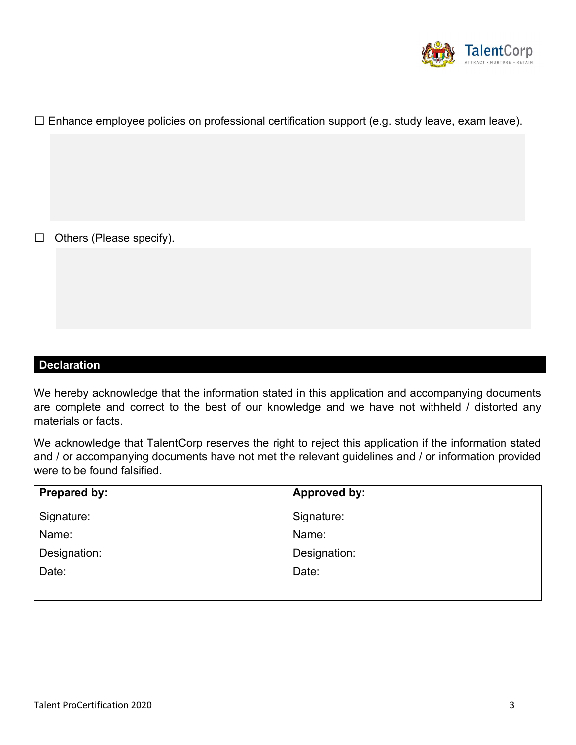☐ Enhance employee policies on professional certification support (e.g. study leave, exam leave).

☐ Others (Please specify).

## Declaration

We hereby acknowledge that the information stated in this application and accompanying documents are complete and correct to the best of our knowledge and we have not withheld / distorted any materials or facts.

We acknowledge that TalentCorp reserves the right to reject this application if the information stated and / or accompanying documents have not met the relevant guidelines and / or information provided were to be found falsified.

| **Prepared by:** | **Approved by:** |
| --- | --- |
| Signature: | Signature: |
| Name: | Name: |
| Designation: | Designation: |
| Date: | Date: |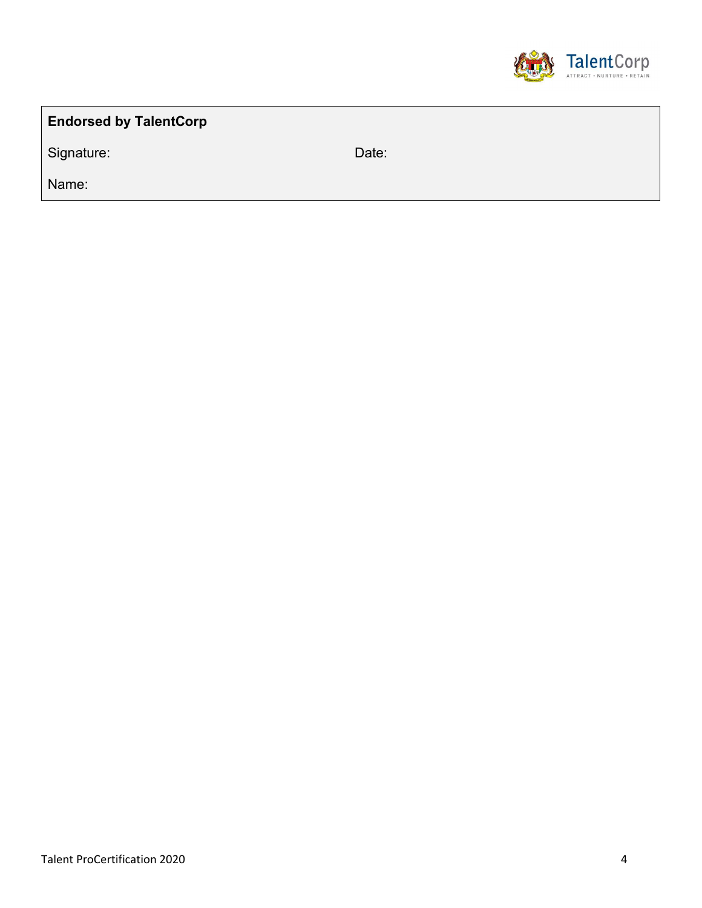**Endorsed by TalentCorp**

Signature: Date:

Name: